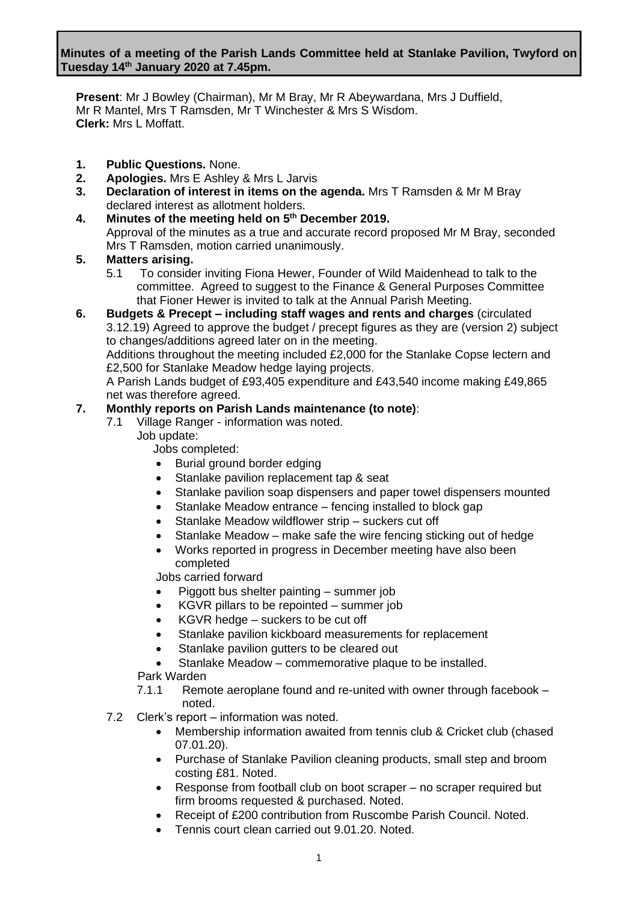**Minutes of a meeting of the Parish Lands Committee held at Stanlake Pavilion, Twyford on Tuesday 14th January 2020 at 7.45pm.**

**Present**: Mr J Bowley (Chairman), Mr M Bray, Mr R Abeywardana, Mrs J Duffield, Mr R Mantel, Mrs T Ramsden, Mr T Winchester & Mrs S Wisdom.
**Clerk:** Mrs L Moffatt.

1. **Public Questions.** None.
2. **Apologies.** Mrs E Ashley & Mrs L Jarvis
3. **Declaration of interest in items on the agenda.** Mrs T Ramsden & Mr M Bray declared interest as allotment holders.
4. **Minutes of the meeting held on 5th December 2019.**
   Approval of the minutes as a true and accurate record proposed Mr M Bray, seconded Mrs T Ramsden, motion carried unanimously.
5. **Matters arising.**
   5.1 To consider inviting Fiona Hewer, Founder of Wild Maidenhead to talk to the committee. Agreed to suggest to the Finance & General Purposes Committee that Fioner Hewer is invited to talk at the Annual Parish Meeting.
6. **Budgets & Precept – including staff wages and rents and charges** (circulated 3.12.19) Agreed to approve the budget / precept figures as they are (version 2) subject to changes/additions agreed later on in the meeting.
   Additions throughout the meeting included £2,000 for the Stanlake Copse lectern and £2,500 for Stanlake Meadow hedge laying projects.
   A Parish Lands budget of £93,405 expenditure and £43,540 income making £49,865 net was therefore agreed.
7. **Monthly reports on Parish Lands maintenance (to note)**:
   7.1 Village Ranger - information was noted.
   Job update:
   Jobs completed:
   - Burial ground border edging
   - Stanlake pavilion replacement tap & seat
   - Stanlake pavilion soap dispensers and paper towel dispensers mounted
   - Stanlake Meadow entrance – fencing installed to block gap
   - Stanlake Meadow wildflower strip – suckers cut off
   - Stanlake Meadow – make safe the wire fencing sticking out of hedge
   - Works reported in progress in December meeting have also been completed

   Jobs carried forward
   - Piggott bus shelter painting – summer job
   - KGVR pillars to be repointed – summer job
   - KGVR hedge – suckers to be cut off
   - Stanlake pavilion kickboard measurements for replacement
   - Stanlake pavilion gutters to be cleared out
   - Stanlake Meadow – commemorative plaque to be installed.

   Park Warden
   7.1.1 Remote aeroplane found and re-united with owner through facebook – noted.

   7.2 Clerk's report – information was noted.
   - Membership information awaited from tennis club & Cricket club (chased 07.01.20).
   - Purchase of Stanlake Pavilion cleaning products, small step and broom costing £81. Noted.
   - Response from football club on boot scraper – no scraper required but firm brooms requested & purchased. Noted.
   - Receipt of £200 contribution from Ruscombe Parish Council. Noted.
   - Tennis court clean carried out 9.01.20. Noted.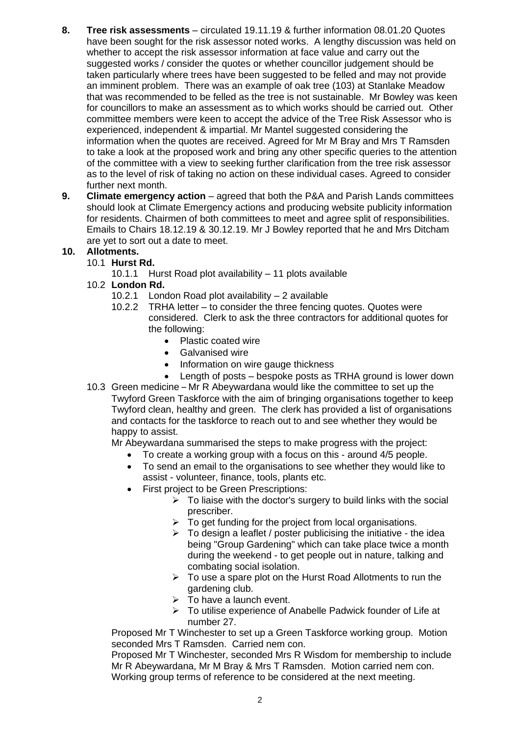8. **Tree risk assessments** – circulated 19.11.19 & further information 08.01.20 Quotes have been sought for the risk assessor noted works. A lengthy discussion was held on whether to accept the risk assessor information at face value and carry out the suggested works / consider the quotes or whether councillor judgement should be taken particularly where trees have been suggested to be felled and may not provide an imminent problem. There was an example of oak tree (103) at Stanlake Meadow that was recommended to be felled as the tree is not sustainable. Mr Bowley was keen for councillors to make an assessment as to which works should be carried out. Other committee members were keen to accept the advice of the Tree Risk Assessor who is experienced, independent & impartial. Mr Mantel suggested considering the information when the quotes are received. Agreed for Mr M Bray and Mrs T Ramsden to take a look at the proposed work and bring any other specific queries to the attention of the committee with a view to seeking further clarification from the tree risk assessor as to the level of risk of taking no action on these individual cases. Agreed to consider further next month.

9. **Climate emergency action** – agreed that both the P&A and Parish Lands committees should look at Climate Emergency actions and producing website publicity information for residents. Chairmen of both committees to meet and agree split of responsibilities. Emails to Chairs 18.12.19 & 30.12.19. Mr J Bowley reported that he and Mrs Ditcham are yet to sort out a date to meet.

10. **Allotments.**

    10.1 **Hurst Rd.**

    10.1.1 Hurst Road plot availability – 11 plots available

    10.2 **London Rd.**

    10.2.1 London Road plot availability – 2 available

    10.2.2 TRHA letter – to consider the three fencing quotes. Quotes were considered. Clerk to ask the three contractors for additional quotes for the following:

    - Plastic coated wire
    - Galvanised wire
    - Information on wire gauge thickness
    - Length of posts – bespoke posts as TRHA ground is lower down

    10.3 Green medicine – Mr R Abeywardana would like the committee to set up the Twyford Green Taskforce with the aim of bringing organisations together to keep Twyford clean, healthy and green. The clerk has provided a list of organisations and contacts for the taskforce to reach out to and see whether they would be happy to assist.

    Mr Abeywardana summarised the steps to make progress with the project:

    - To create a working group with a focus on this - around 4/5 people.
    - To send an email to the organisations to see whether they would like to assist - volunteer, finance, tools, plants etc.
    - First project to be Green Prescriptions:
        - To liaise with the doctor's surgery to build links with the social prescriber.
        - To get funding for the project from local organisations.
        - To design a leaflet / poster publicising the initiative - the idea being "Group Gardening" which can take place twice a month during the weekend - to get people out in nature, talking and combating social isolation.
        - To use a spare plot on the Hurst Road Allotments to run the gardening club.
        - To have a launch event.
        - To utilise experience of Anabelle Padwick founder of Life at number 27.

    Proposed Mr T Winchester to set up a Green Taskforce working group. Motion seconded Mrs T Ramsden. Carried nem con.

    Proposed Mr T Winchester, seconded Mrs R Wisdom for membership to include Mr R Abeywardana, Mr M Bray & Mrs T Ramsden. Motion carried nem con.

    Working group terms of reference to be considered at the next meeting.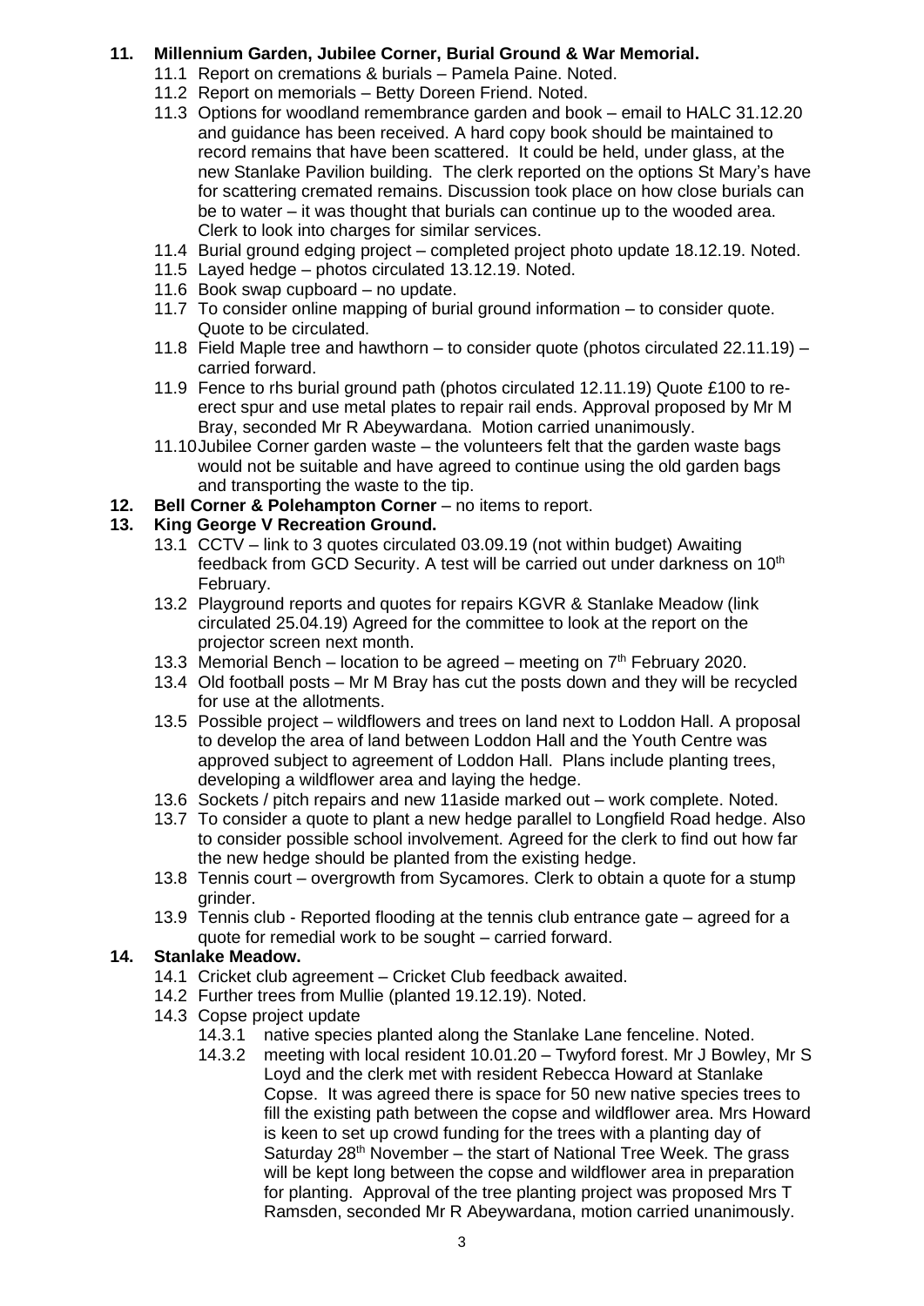**11. Millennium Garden, Jubilee Corner, Burial Ground & War Memorial.**

- 11.1 Report on cremations & burials – Pamela Paine. Noted.
- 11.2 Report on memorials – Betty Doreen Friend. Noted.
- 11.3 Options for woodland remembrance garden and book – email to HALC 31.12.20 and guidance has been received. A hard copy book should be maintained to record remains that have been scattered. It could be held, under glass, at the new Stanlake Pavilion building. The clerk reported on the options St Mary's have for scattering cremated remains. Discussion took place on how close burials can be to water – it was thought that burials can continue up to the wooded area. Clerk to look into charges for similar services.
- 11.4 Burial ground edging project – completed project photo update 18.12.19. Noted.
- 11.5 Layed hedge – photos circulated 13.12.19. Noted.
- 11.6 Book swap cupboard – no update.
- 11.7 To consider online mapping of burial ground information – to consider quote. Quote to be circulated.
- 11.8 Field Maple tree and hawthorn – to consider quote (photos circulated 22.11.19) – carried forward.
- 11.9 Fence to rhs burial ground path (photos circulated 12.11.19) Quote £100 to re-erect spur and use metal plates to repair rail ends. Approval proposed by Mr M Bray, seconded Mr R Abeywardana. Motion carried unanimously.
- 11.10 Jubilee Corner garden waste – the volunteers felt that the garden waste bags would not be suitable and have agreed to continue using the old garden bags and transporting the waste to the tip.

**12. Bell Corner & Polehampton Corner** – no items to report.

**13. King George V Recreation Ground.**

- 13.1 CCTV – link to 3 quotes circulated 03.09.19 (not within budget) Awaiting feedback from GCD Security. A test will be carried out under darkness on 10th February.
- 13.2 Playground reports and quotes for repairs KGVR & Stanlake Meadow (link circulated 25.04.19) Agreed for the committee to look at the report on the projector screen next month.
- 13.3 Memorial Bench – location to be agreed – meeting on 7th February 2020.
- 13.4 Old football posts – Mr M Bray has cut the posts down and they will be recycled for use at the allotments.
- 13.5 Possible project – wildflowers and trees on land next to Loddon Hall. A proposal to develop the area of land between Loddon Hall and the Youth Centre was approved subject to agreement of Loddon Hall. Plans include planting trees, developing a wildflower area and laying the hedge.
- 13.6 Sockets / pitch repairs and new 11aside marked out – work complete. Noted.
- 13.7 To consider a quote to plant a new hedge parallel to Longfield Road hedge. Also to consider possible school involvement. Agreed for the clerk to find out how far the new hedge should be planted from the existing hedge.
- 13.8 Tennis court – overgrowth from Sycamores. Clerk to obtain a quote for a stump grinder.
- 13.9 Tennis club - Reported flooding at the tennis club entrance gate – agreed for a quote for remedial work to be sought – carried forward.

**14. Stanlake Meadow.**

- 14.1 Cricket club agreement – Cricket Club feedback awaited.
- 14.2 Further trees from Mullie (planted 19.12.19). Noted.
- 14.3 Copse project update
  - 14.3.1 native species planted along the Stanlake Lane fenceline. Noted.
  - 14.3.2 meeting with local resident 10.01.20 – Twyford forest. Mr J Bowley, Mr S Loyd and the clerk met with resident Rebecca Howard at Stanlake Copse. It was agreed there is space for 50 new native species trees to fill the existing path between the copse and wildflower area. Mrs Howard is keen to set up crowd funding for the trees with a planting day of Saturday 28th November – the start of National Tree Week. The grass will be kept long between the copse and wildflower area in preparation for planting. Approval of the tree planting project was proposed Mrs T Ramsden, seconded Mr R Abeywardana, motion carried unanimously.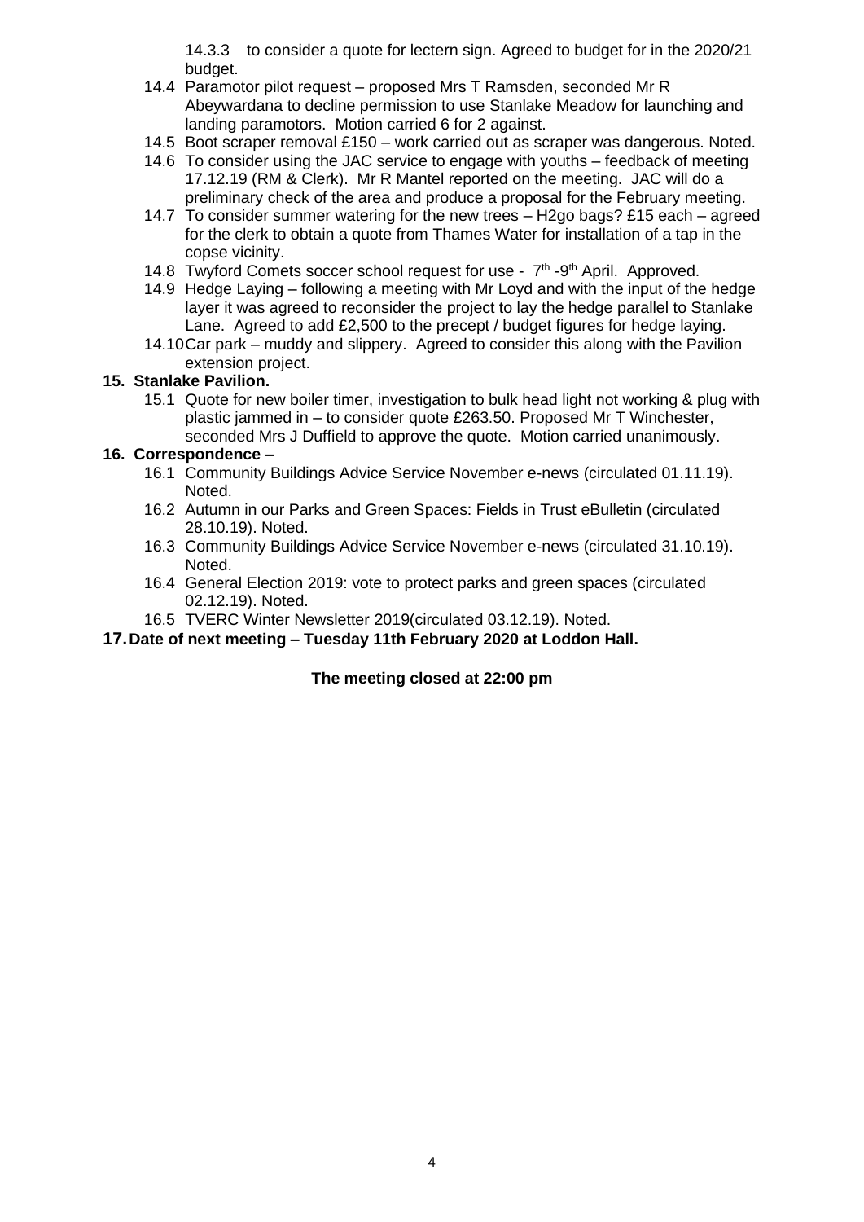14.3.3 to consider a quote for lectern sign. Agreed to budget for in the 2020/21 budget.

14.4 Paramotor pilot request – proposed Mrs T Ramsden, seconded Mr R Abeywardana to decline permission to use Stanlake Meadow for launching and landing paramotors. Motion carried 6 for 2 against.

14.5 Boot scraper removal £150 – work carried out as scraper was dangerous. Noted.

14.6 To consider using the JAC service to engage with youths – feedback of meeting 17.12.19 (RM & Clerk). Mr R Mantel reported on the meeting. JAC will do a preliminary check of the area and produce a proposal for the February meeting.

14.7 To consider summer watering for the new trees – H2go bags? £15 each – agreed for the clerk to obtain a quote from Thames Water for installation of a tap in the copse vicinity.

14.8 Twyford Comets soccer school request for use - 7th -9th April. Approved.

14.9 Hedge Laying – following a meeting with Mr Loyd and with the input of the hedge layer it was agreed to reconsider the project to lay the hedge parallel to Stanlake Lane. Agreed to add £2,500 to the precept / budget figures for hedge laying.

14.10 Car park – muddy and slippery. Agreed to consider this along with the Pavilion extension project.

**15. Stanlake Pavilion.**

15.1 Quote for new boiler timer, investigation to bulk head light not working & plug with plastic jammed in – to consider quote £263.50. Proposed Mr T Winchester, seconded Mrs J Duffield to approve the quote. Motion carried unanimously.

**16. Correspondence –**

16.1 Community Buildings Advice Service November e-news (circulated 01.11.19). Noted.

16.2 Autumn in our Parks and Green Spaces: Fields in Trust eBulletin (circulated 28.10.19). Noted.

16.3 Community Buildings Advice Service November e-news (circulated 31.10.19). Noted.

16.4 General Election 2019: vote to protect parks and green spaces (circulated 02.12.19). Noted.

16.5 TVERC Winter Newsletter 2019(circulated 03.12.19). Noted.

**17. Date of next meeting – Tuesday 11th February 2020 at Loddon Hall.**

**The meeting closed at 22:00 pm**